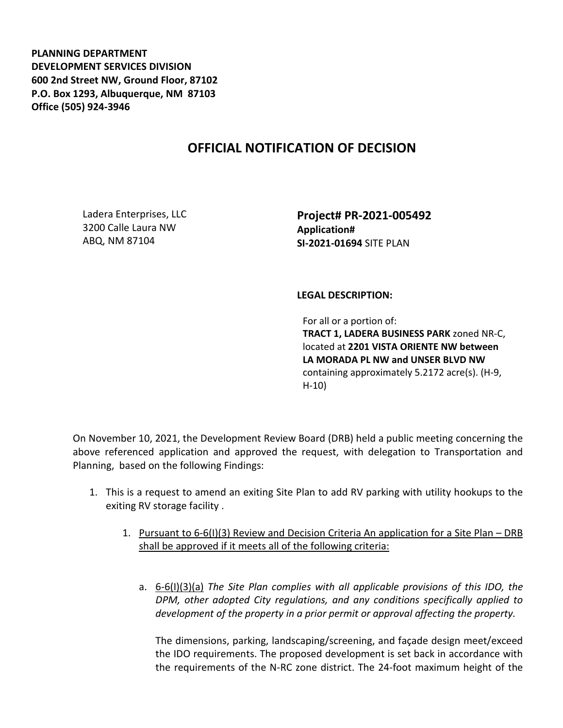**PLANNING DEPARTMENT**
**DEVELOPMENT SERVICES DIVISION**
**600 2nd Street NW, Ground Floor, 87102**
**P.O. Box 1293, Albuquerque, NM 87103**
**Office (505) 924-3946**

# OFFICIAL NOTIFICATION OF DECISION

Ladera Enterprises, LLC
3200 Calle Laura NW
ABQ, NM 87104

**Project# PR-2021-005492**
**Application#**
**SI-2021-01694** SITE PLAN

**LEGAL DESCRIPTION:**

For all or a portion of:
**TRACT 1, LADERA BUSINESS PARK** zoned NR-C, located at **2201 VISTA ORIENTE NW between LA MORADA PL NW and UNSER BLVD NW** containing approximately 5.2172 acre(s). (H-9, H-10)

On November 10, 2021, the Development Review Board (DRB) held a public meeting concerning the above referenced application and approved the request, with delegation to Transportation and Planning, based on the following Findings:

1. This is a request to amend an exiting Site Plan to add RV parking with utility hookups to the exiting RV storage facility .

    1. Pursuant to 6-6(I)(3) Review and Decision Criteria An application for a Site Plan – DRB shall be approved if it meets all of the following criteria:

        a. 6-6(I)(3)(a) *The Site Plan complies with all applicable provisions of this IDO, the DPM, other adopted City regulations, and any conditions specifically applied to development of the property in a prior permit or approval affecting the property.*

        The dimensions, parking, landscaping/screening, and façade design meet/exceed the IDO requirements. The proposed development is set back in accordance with the requirements of the N-RC zone district. The 24-foot maximum height of the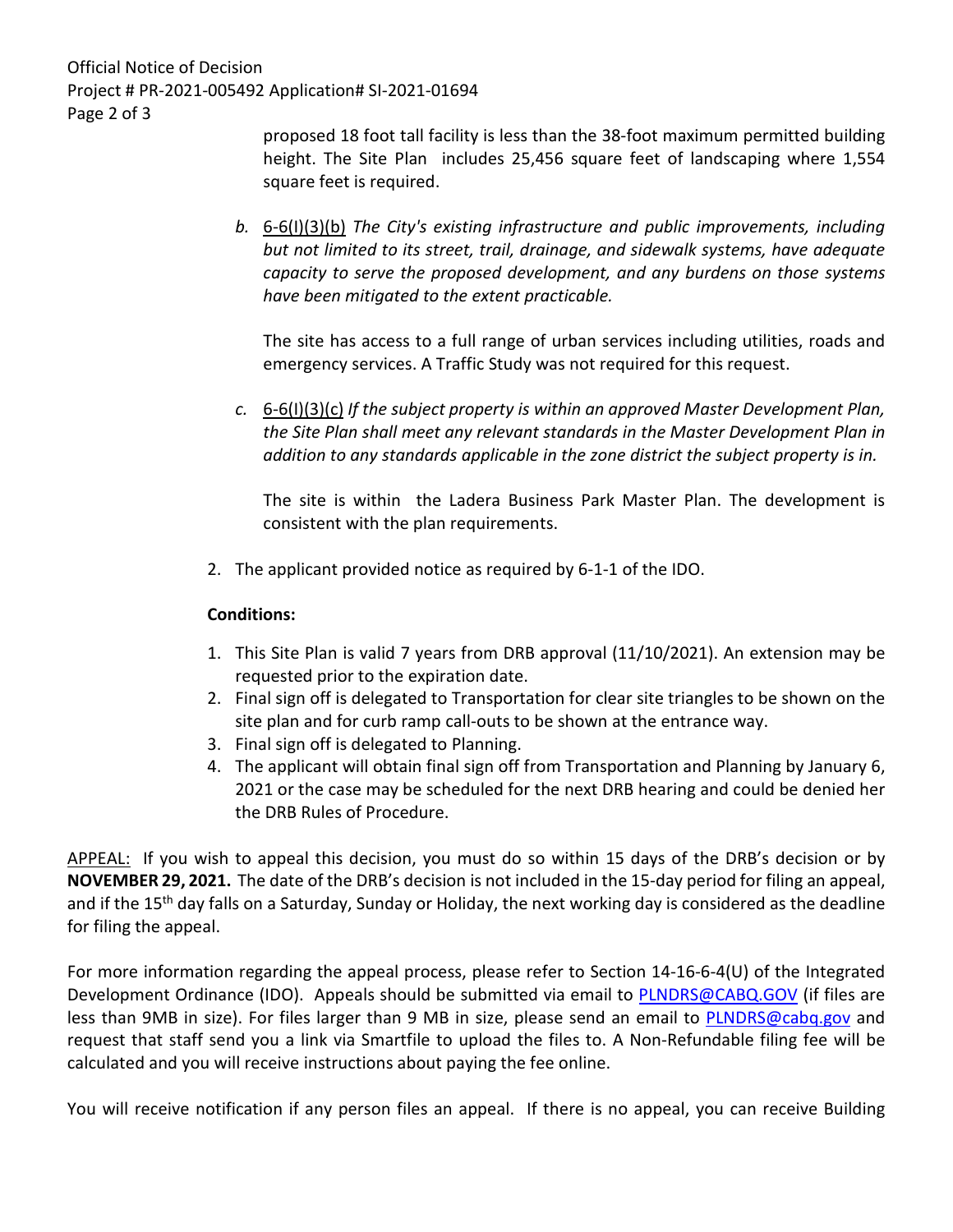proposed 18 foot tall facility is less than the 38-foot maximum permitted building height. The Site Plan includes 25,456 square feet of landscaping where 1,554 square feet is required.

*b.* 6-6(I)(3)(b) *The City's existing infrastructure and public improvements, including but not limited to its street, trail, drainage, and sidewalk systems, have adequate capacity to serve the proposed development, and any burdens on those systems have been mitigated to the extent practicable.*

The site has access to a full range of urban services including utilities, roads and emergency services. A Traffic Study was not required for this request.

*c.* 6-6(I)(3)(c) *If the subject property is within an approved Master Development Plan, the Site Plan shall meet any relevant standards in the Master Development Plan in addition to any standards applicable in the zone district the subject property is in.*

The site is within the Ladera Business Park Master Plan. The development is consistent with the plan requirements.

2. The applicant provided notice as required by 6-1-1 of the IDO.

**Conditions:**

1. This Site Plan is valid 7 years from DRB approval (11/10/2021). An extension may be requested prior to the expiration date.
2. Final sign off is delegated to Transportation for clear site triangles to be shown on the site plan and for curb ramp call-outs to be shown at the entrance way.
3. Final sign off is delegated to Planning.
4. The applicant will obtain final sign off from Transportation and Planning by January 6, 2021 or the case may be scheduled for the next DRB hearing and could be denied her the DRB Rules of Procedure.

APPEAL: If you wish to appeal this decision, you must do so within 15 days of the DRB's decision or by **NOVEMBER 29, 2021.** The date of the DRB's decision is not included in the 15-day period for filing an appeal, and if the 15th day falls on a Saturday, Sunday or Holiday, the next working day is considered as the deadline for filing the appeal.

For more information regarding the appeal process, please refer to Section 14-16-6-4(U) of the Integrated Development Ordinance (IDO). Appeals should be submitted via email to PLNDRS@CABQ.GOV (if files are less than 9MB in size). For files larger than 9 MB in size, please send an email to PLNDRS@cabq.gov and request that staff send you a link via Smartfile to upload the files to. A Non-Refundable filing fee will be calculated and you will receive instructions about paying the fee online.

You will receive notification if any person files an appeal. If there is no appeal, you can receive Building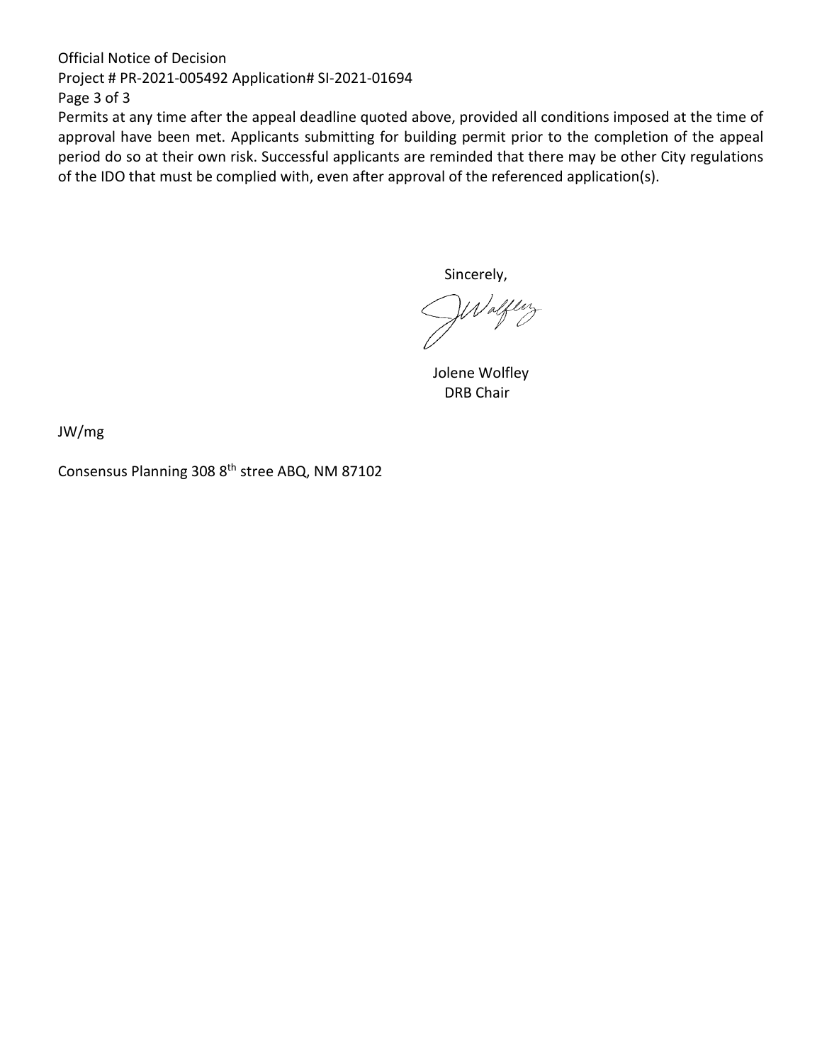Permits at any time after the appeal deadline quoted above, provided all conditions imposed at the time of approval have been met. Applicants submitting for building permit prior to the completion of the appeal period do so at their own risk. Successful applicants are reminded that there may be other City regulations of the IDO that must be complied with, even after approval of the referenced application(s).

Sincerely,

Jolene Wolfley
DRB Chair

JW/mg

Consensus Planning 308 8th stree ABQ, NM 87102